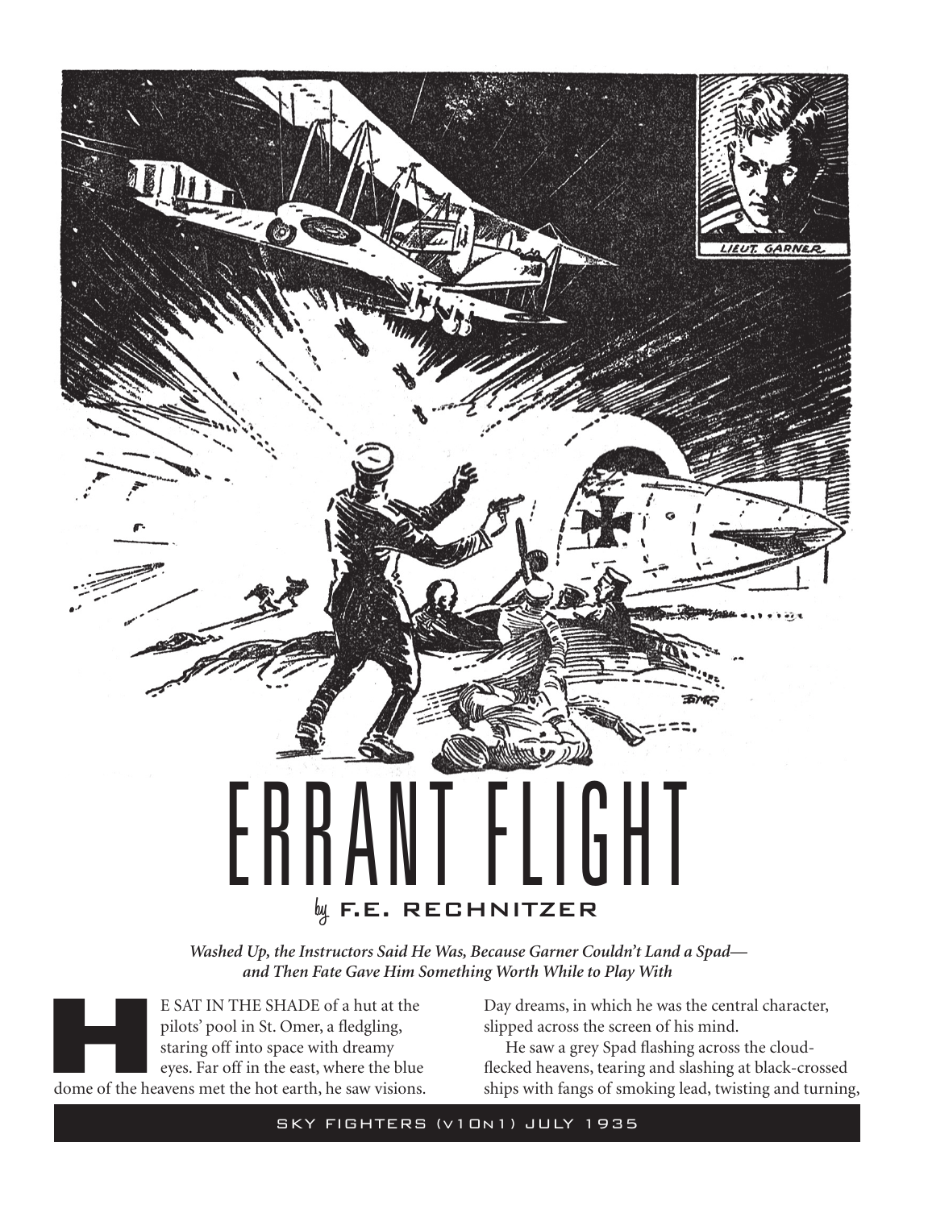# ERRANT FLIGHT

by **F.E. RECHNITZER**

***Washed Up, the Instructors Said He Was, Because Garner Couldn't Land a Spad—and Then Fate Gave Him Something Worth While to Play With***

HE SAT IN THE SHADE of a hut at the pilots' pool in St. Omer, a fledgling, staring off into space with dreamy eyes. Far off in the east, where the blue dome of the heavens met the hot earth, he saw visions. Day dreams, in which he was the central character, slipped across the screen of his mind.

He saw a grey Spad flashing across the cloud-flecked heavens, tearing and slashing at black-crossed ships with fangs of smoking lead, twisting and turning,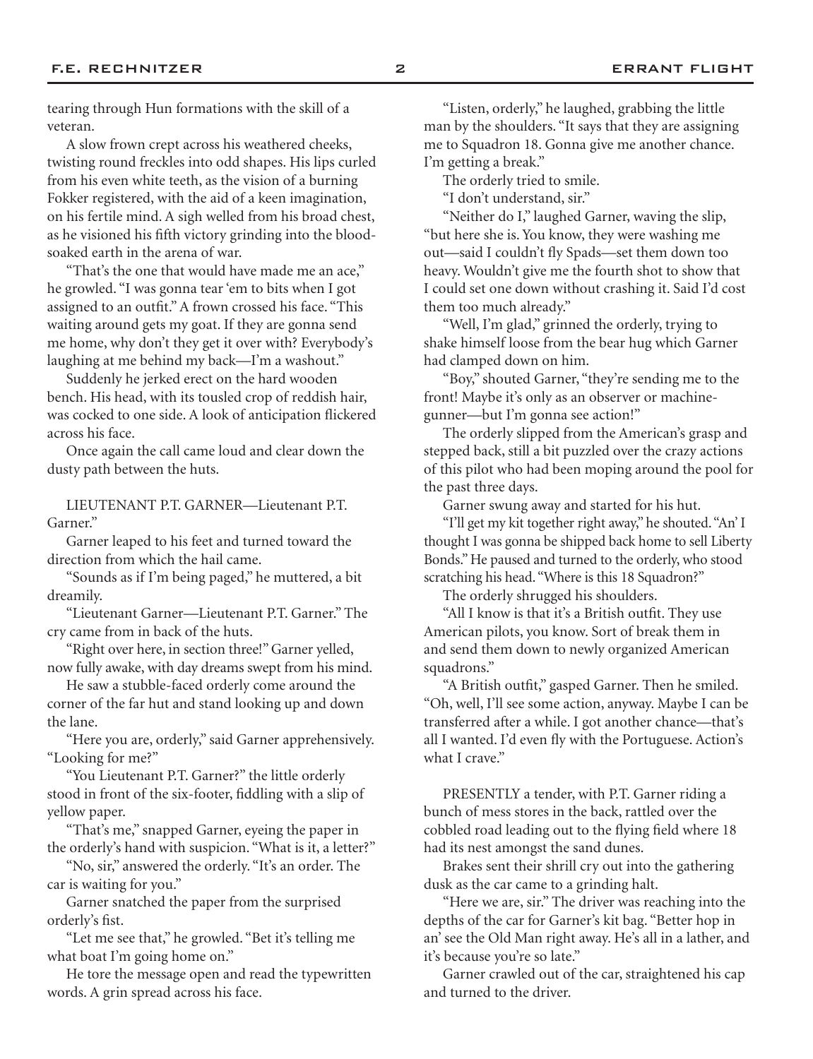tearing through Hun formations with the skill of a veteran.

A slow frown crept across his weathered cheeks, twisting round freckles into odd shapes. His lips curled from his even white teeth, as the vision of a burning Fokker registered, with the aid of a keen imagination, on his fertile mind. A sigh welled from his broad chest, as he visioned his fifth victory grinding into the blood-soaked earth in the arena of war.

"That's the one that would have made me an ace," he growled. "I was gonna tear 'em to bits when I got assigned to an outfit." A frown crossed his face. "This waiting around gets my goat. If they are gonna send me home, why don't they get it over with? Everybody's laughing at me behind my back—I'm a washout."

Suddenly he jerked erect on the hard wooden bench. His head, with its tousled crop of reddish hair, was cocked to one side. A look of anticipation flickered across his face.

Once again the call came loud and clear down the dusty path between the huts.

LIEUTENANT P.T. GARNER—Lieutenant P.T. Garner."

Garner leaped to his feet and turned toward the direction from which the hail came.

"Sounds as if I'm being paged," he muttered, a bit dreamily.

"Lieutenant Garner—Lieutenant P.T. Garner." The cry came from in back of the huts.

"Right over here, in section three!" Garner yelled, now fully awake, with day dreams swept from his mind.

He saw a stubble-faced orderly come around the corner of the far hut and stand looking up and down the lane.

"Here you are, orderly," said Garner apprehensively. "Looking for me?"

"You Lieutenant P.T. Garner?" the little orderly stood in front of the six-footer, fiddling with a slip of yellow paper.

"That's me," snapped Garner, eyeing the paper in the orderly's hand with suspicion. "What is it, a letter?"

"No, sir," answered the orderly. "It's an order. The car is waiting for you."

Garner snatched the paper from the surprised orderly's fist.

"Let me see that," he growled. "Bet it's telling me what boat I'm going home on."

He tore the message open and read the typewritten words. A grin spread across his face.

"Listen, orderly," he laughed, grabbing the little man by the shoulders. "It says that they are assigning me to Squadron 18. Gonna give me another chance. I'm getting a break."

The orderly tried to smile.

"I don't understand, sir."

"Neither do I," laughed Garner, waving the slip, "but here she is. You know, they were washing me out—said I couldn't fly Spads—set them down too heavy. Wouldn't give me the fourth shot to show that I could set one down without crashing it. Said I'd cost them too much already."

"Well, I'm glad," grinned the orderly, trying to shake himself loose from the bear hug which Garner had clamped down on him.

"Boy," shouted Garner, "they're sending me to the front! Maybe it's only as an observer or machine-gunner—but I'm gonna see action!"

The orderly slipped from the American's grasp and stepped back, still a bit puzzled over the crazy actions of this pilot who had been moping around the pool for the past three days.

Garner swung away and started for his hut.

"I'll get my kit together right away," he shouted. "An' I thought I was gonna be shipped back home to sell Liberty Bonds." He paused and turned to the orderly, who stood scratching his head. "Where is this 18 Squadron?"

The orderly shrugged his shoulders.

"All I know is that it's a British outfit. They use American pilots, you know. Sort of break them in and send them down to newly organized American squadrons."

"A British outfit," gasped Garner. Then he smiled. "Oh, well, I'll see some action, anyway. Maybe I can be transferred after a while. I got another chance—that's all I wanted. I'd even fly with the Portuguese. Action's what I crave."

PRESENTLY a tender, with P.T. Garner riding a bunch of mess stores in the back, rattled over the cobbled road leading out to the flying field where 18 had its nest amongst the sand dunes.

Brakes sent their shrill cry out into the gathering dusk as the car came to a grinding halt.

"Here we are, sir." The driver was reaching into the depths of the car for Garner's kit bag. "Better hop in an' see the Old Man right away. He's all in a lather, and it's because you're so late."

Garner crawled out of the car, straightened his cap and turned to the driver.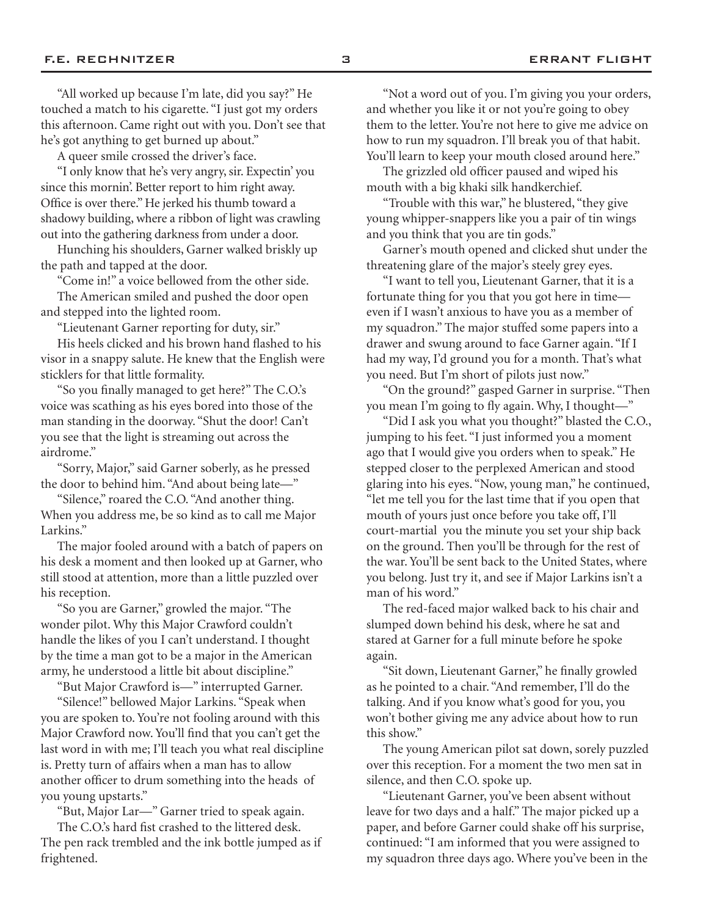"All worked up because I'm late, did you say?" He touched a match to his cigarette. "I just got my orders this afternoon. Came right out with you. Don't see that he's got anything to get burned up about."

A queer smile crossed the driver's face.

"I only know that he's very angry, sir. Expectin' you since this mornin'. Better report to him right away. Office is over there." He jerked his thumb toward a shadowy building, where a ribbon of light was crawling out into the gathering darkness from under a door.

Hunching his shoulders, Garner walked briskly up the path and tapped at the door.

"Come in!" a voice bellowed from the other side.

The American smiled and pushed the door open and stepped into the lighted room.

"Lieutenant Garner reporting for duty, sir."

His heels clicked and his brown hand flashed to his visor in a snappy salute. He knew that the English were sticklers for that little formality.

"So you finally managed to get here?" The C.O.'s voice was scathing as his eyes bored into those of the man standing in the doorway. "Shut the door! Can't you see that the light is streaming out across the airdrome."

"Sorry, Major," said Garner soberly, as he pressed the door behind him. "And about being late—"

"Silence," roared the C.O. "And another thing. When you address me, be so kind as to call me Major Larkins."

The major fooled around with a batch of papers on his desk a moment and then looked up at Garner, who still stood at attention, more than a little puzzled over his reception.

"So you are Garner," growled the major. "The wonder pilot. Why this Major Crawford couldn't handle the likes of you I can't understand. I thought by the time a man got to be a major in the American army, he understood a little bit about discipline."

"But Major Crawford is—" interrupted Garner.

"Silence!" bellowed Major Larkins. "Speak when you are spoken to. You're not fooling around with this Major Crawford now. You'll find that you can't get the last word in with me; I'll teach you what real discipline is. Pretty turn of affairs when a man has to allow another officer to drum something into the heads of you young upstarts."

"But, Major Lar—" Garner tried to speak again.

The C.O.'s hard fist crashed to the littered desk. The pen rack trembled and the ink bottle jumped as if frightened.

"Not a word out of you. I'm giving you your orders, and whether you like it or not you're going to obey them to the letter. You're not here to give me advice on how to run my squadron. I'll break you of that habit. You'll learn to keep your mouth closed around here."

The grizzled old officer paused and wiped his mouth with a big khaki silk handkerchief.

"Trouble with this war," he blustered, "they give young whipper-snappers like you a pair of tin wings and you think that you are tin gods."

Garner's mouth opened and clicked shut under the threatening glare of the major's steely grey eyes.

"I want to tell you, Lieutenant Garner, that it is a fortunate thing for you that you got here in time—even if I wasn't anxious to have you as a member of my squadron." The major stuffed some papers into a drawer and swung around to face Garner again. "If I had my way, I'd ground you for a month. That's what you need. But I'm short of pilots just now."

"On the ground?" gasped Garner in surprise. "Then you mean I'm going to fly again. Why, I thought—"

"Did I ask you what you thought?" blasted the C.O., jumping to his feet. "I just informed you a moment ago that I would give you orders when to speak." He stepped closer to the perplexed American and stood glaring into his eyes. "Now, young man," he continued, "let me tell you for the last time that if you open that mouth of yours just once before you take off, I'll court-martial you the minute you set your ship back on the ground. Then you'll be through for the rest of the war. You'll be sent back to the United States, where you belong. Just try it, and see if Major Larkins isn't a man of his word."

The red-faced major walked back to his chair and slumped down behind his desk, where he sat and stared at Garner for a full minute before he spoke again.

"Sit down, Lieutenant Garner," he finally growled as he pointed to a chair. "And remember, I'll do the talking. And if you know what's good for you, you won't bother giving me any advice about how to run this show."

The young American pilot sat down, sorely puzzled over this reception. For a moment the two men sat in silence, and then C.O. spoke up.

"Lieutenant Garner, you've been absent without leave for two days and a half." The major picked up a paper, and before Garner could shake off his surprise, continued: "I am informed that you were assigned to my squadron three days ago. Where you've been in the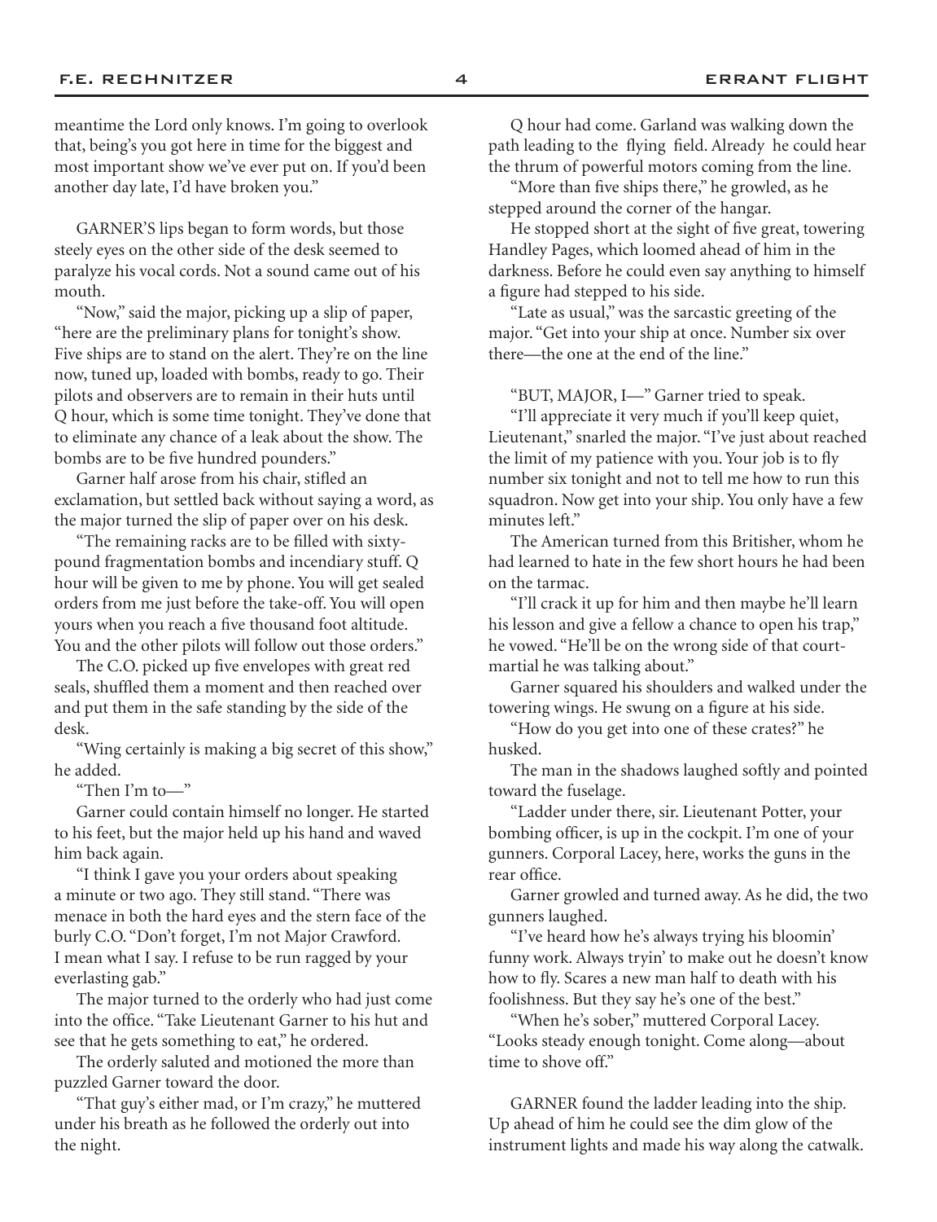meantime the Lord only knows. I'm going to overlook that, being's you got here in time for the biggest and most important show we've ever put on. If you'd been another day late, I'd have broken you."

GARNER'S lips began to form words, but those steely eyes on the other side of the desk seemed to paralyze his vocal cords. Not a sound came out of his mouth.

"Now," said the major, picking up a slip of paper, "here are the preliminary plans for tonight's show. Five ships are to stand on the alert. They're on the line now, tuned up, loaded with bombs, ready to go. Their pilots and observers are to remain in their huts until Q hour, which is some time tonight. They've done that to eliminate any chance of a leak about the show. The bombs are to be five hundred pounders."

Garner half arose from his chair, stifled an exclamation, but settled back without saying a word, as the major turned the slip of paper over on his desk.

"The remaining racks are to be filled with sixty-pound fragmentation bombs and incendiary stuff. Q hour will be given to me by phone. You will get sealed orders from me just before the take-off. You will open yours when you reach a five thousand foot altitude. You and the other pilots will follow out those orders."

The C.O. picked up five envelopes with great red seals, shuffled them a moment and then reached over and put them in the safe standing by the side of the desk.

"Wing certainly is making a big secret of this show," he added.

"Then I'm to—"

Garner could contain himself no longer. He started to his feet, but the major held up his hand and waved him back again.

"I think I gave you your orders about speaking a minute or two ago. They still stand. "There was menace in both the hard eyes and the stern face of the burly C.O. "Don't forget, I'm not Major Crawford. I mean what I say. I refuse to be run ragged by your everlasting gab."

The major turned to the orderly who had just come into the office. "Take Lieutenant Garner to his hut and see that he gets something to eat," he ordered.

The orderly saluted and motioned the more than puzzled Garner toward the door.

"That guy's either mad, or I'm crazy," he muttered under his breath as he followed the orderly out into the night.

Q hour had come. Garland was walking down the path leading to the flying field. Already he could hear the thrum of powerful motors coming from the line.

"More than five ships there," he growled, as he stepped around the corner of the hangar.

He stopped short at the sight of five great, towering Handley Pages, which loomed ahead of him in the darkness. Before he could even say anything to himself a figure had stepped to his side.

"Late as usual," was the sarcastic greeting of the major. "Get into your ship at once. Number six over there—the one at the end of the line."

"BUT, MAJOR, I—" Garner tried to speak.

"I'll appreciate it very much if you'll keep quiet, Lieutenant," snarled the major. "I've just about reached the limit of my patience with you. Your job is to fly number six tonight and not to tell me how to run this squadron. Now get into your ship. You only have a few minutes left."

The American turned from this Britisher, whom he had learned to hate in the few short hours he had been on the tarmac.

"I'll crack it up for him and then maybe he'll learn his lesson and give a fellow a chance to open his trap," he vowed. "He'll be on the wrong side of that court-martial he was talking about."

Garner squared his shoulders and walked under the towering wings. He swung on a figure at his side.

"How do you get into one of these crates?" he husked.

The man in the shadows laughed softly and pointed toward the fuselage.

"Ladder under there, sir. Lieutenant Potter, your bombing officer, is up in the cockpit. I'm one of your gunners. Corporal Lacey, here, works the guns in the rear office.

Garner growled and turned away. As he did, the two gunners laughed.

"I've heard how he's always trying his bloomin' funny work. Always tryin' to make out he doesn't know how to fly. Scares a new man half to death with his foolishness. But they say he's one of the best."

"When he's sober," muttered Corporal Lacey. "Looks steady enough tonight. Come along—about time to shove off."

GARNER found the ladder leading into the ship. Up ahead of him he could see the dim glow of the instrument lights and made his way along the catwalk.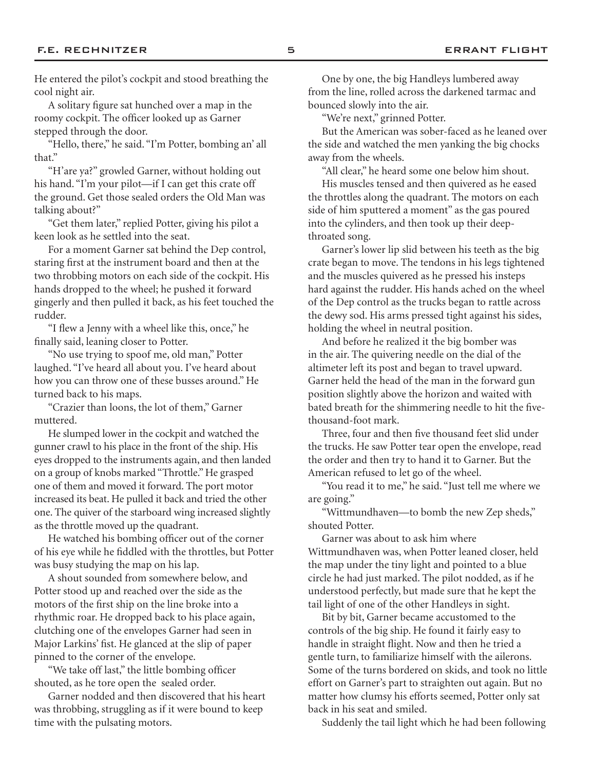He entered the pilot's cockpit and stood breathing the cool night air.

A solitary figure sat hunched over a map in the roomy cockpit. The officer looked up as Garner stepped through the door.

"Hello, there," he said. "I'm Potter, bombing an' all that."

"H'are ya?" growled Garner, without holding out his hand. "I'm your pilot—if I can get this crate off the ground. Get those sealed orders the Old Man was talking about?"

"Get them later," replied Potter, giving his pilot a keen look as he settled into the seat.

For a moment Garner sat behind the Dep control, staring first at the instrument board and then at the two throbbing motors on each side of the cockpit. His hands dropped to the wheel; he pushed it forward gingerly and then pulled it back, as his feet touched the rudder.

"I flew a Jenny with a wheel like this, once," he finally said, leaning closer to Potter.

"No use trying to spoof me, old man," Potter laughed. "I've heard all about you. I've heard about how you can throw one of these busses around." He turned back to his maps.

"Crazier than loons, the lot of them," Garner muttered.

He slumped lower in the cockpit and watched the gunner crawl to his place in the front of the ship. His eyes dropped to the instruments again, and then landed on a group of knobs marked "Throttle." He grasped one of them and moved it forward. The port motor increased its beat. He pulled it back and tried the other one. The quiver of the starboard wing increased slightly as the throttle moved up the quadrant.

He watched his bombing officer out of the corner of his eye while he fiddled with the throttles, but Potter was busy studying the map on his lap.

A shout sounded from somewhere below, and Potter stood up and reached over the side as the motors of the first ship on the line broke into a rhythmic roar. He dropped back to his place again, clutching one of the envelopes Garner had seen in Major Larkins' fist. He glanced at the slip of paper pinned to the corner of the envelope.

"We take off last," the little bombing officer shouted, as he tore open the sealed order.

Garner nodded and then discovered that his heart was throbbing, struggling as if it were bound to keep time with the pulsating motors.

One by one, the big Handleys lumbered away from the line, rolled across the darkened tarmac and bounced slowly into the air.

"We're next," grinned Potter.

But the American was sober-faced as he leaned over the side and watched the men yanking the big chocks away from the wheels.

"All clear," he heard some one below him shout.

His muscles tensed and then quivered as he eased the throttles along the quadrant. The motors on each side of him sputtered a moment" as the gas poured into the cylinders, and then took up their deep-throated song.

Garner's lower lip slid between his teeth as the big crate began to move. The tendons in his legs tightened and the muscles quivered as he pressed his insteps hard against the rudder. His hands ached on the wheel of the Dep control as the trucks began to rattle across the dewy sod. His arms pressed tight against his sides, holding the wheel in neutral position.

And before he realized it the big bomber was in the air. The quivering needle on the dial of the altimeter left its post and began to travel upward. Garner held the head of the man in the forward gun position slightly above the horizon and waited with bated breath for the shimmering needle to hit the five-thousand-foot mark.

Three, four and then five thousand feet slid under the trucks. He saw Potter tear open the envelope, read the order and then try to hand it to Garner. But the American refused to let go of the wheel.

"You read it to me," he said. "Just tell me where we are going."

"Wittmundhaven—to bomb the new Zep sheds," shouted Potter.

Garner was about to ask him where Wittmundhaven was, when Potter leaned closer, held the map under the tiny light and pointed to a blue circle he had just marked. The pilot nodded, as if he understood perfectly, but made sure that he kept the tail light of one of the other Handleys in sight.

Bit by bit, Garner became accustomed to the controls of the big ship. He found it fairly easy to handle in straight flight. Now and then he tried a gentle turn, to familiarize himself with the ailerons. Some of the turns bordered on skids, and took no little effort on Garner's part to straighten out again. But no matter how clumsy his efforts seemed, Potter only sat back in his seat and smiled.

Suddenly the tail light which he had been following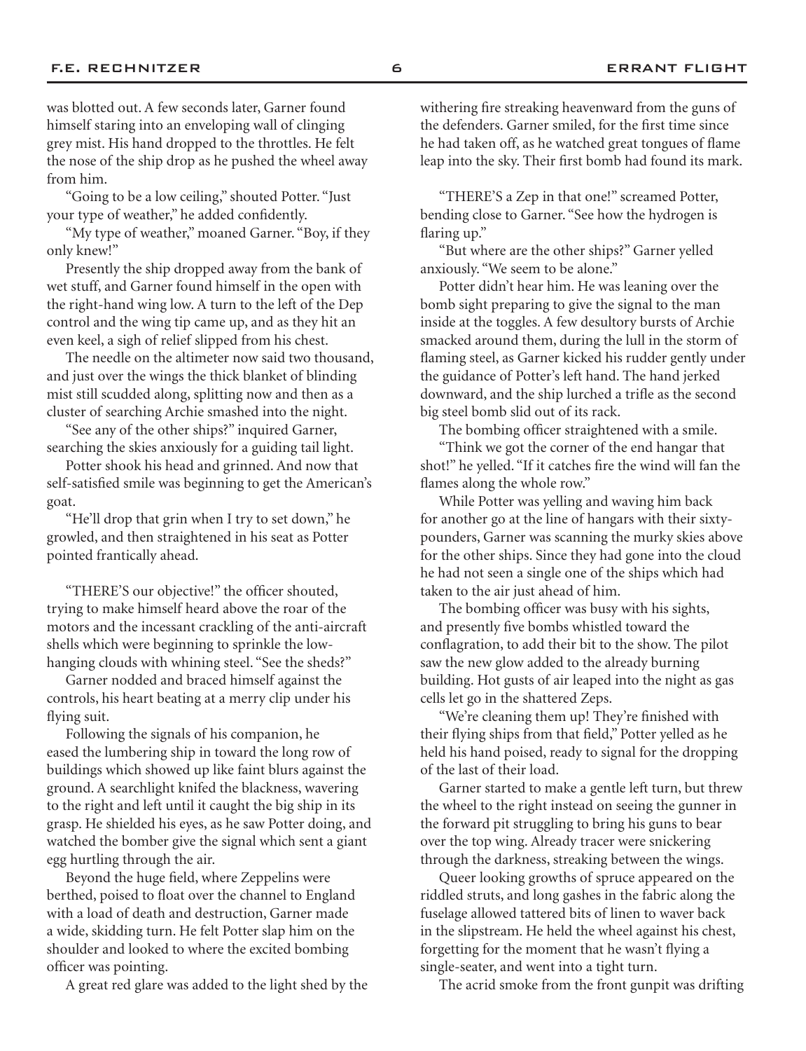was blotted out. A few seconds later, Garner found himself staring into an enveloping wall of clinging grey mist. His hand dropped to the throttles. He felt the nose of the ship drop as he pushed the wheel away from him.

"Going to be a low ceiling," shouted Potter. "Just your type of weather," he added confidently.

"My type of weather," moaned Garner. "Boy, if they only knew!"

Presently the ship dropped away from the bank of wet stuff, and Garner found himself in the open with the right-hand wing low. A turn to the left of the Dep control and the wing tip came up, and as they hit an even keel, a sigh of relief slipped from his chest.

The needle on the altimeter now said two thousand, and just over the wings the thick blanket of blinding mist still scudded along, splitting now and then as a cluster of searching Archie smashed into the night.

"See any of the other ships?" inquired Garner, searching the skies anxiously for a guiding tail light.

Potter shook his head and grinned. And now that self-satisfied smile was beginning to get the American's goat.

"He'll drop that grin when I try to set down," he growled, and then straightened in his seat as Potter pointed frantically ahead.

"THERE'S our objective!" the officer shouted, trying to make himself heard above the roar of the motors and the incessant crackling of the anti-aircraft shells which were beginning to sprinkle the low-hanging clouds with whining steel. "See the sheds?"

Garner nodded and braced himself against the controls, his heart beating at a merry clip under his flying suit.

Following the signals of his companion, he eased the lumbering ship in toward the long row of buildings which showed up like faint blurs against the ground. A searchlight knifed the blackness, wavering to the right and left until it caught the big ship in its grasp. He shielded his eyes, as he saw Potter doing, and watched the bomber give the signal which sent a giant egg hurtling through the air.

Beyond the huge field, where Zeppelins were berthed, poised to float over the channel to England with a load of death and destruction, Garner made a wide, skidding turn. He felt Potter slap him on the shoulder and looked to where the excited bombing officer was pointing.

A great red glare was added to the light shed by the withering fire streaking heavenward from the guns of the defenders. Garner smiled, for the first time since he had taken off, as he watched great tongues of flame leap into the sky. Their first bomb had found its mark.

"THERE'S a Zep in that one!" screamed Potter, bending close to Garner. "See how the hydrogen is flaring up."

"But where are the other ships?" Garner yelled anxiously. "We seem to be alone."

Potter didn't hear him. He was leaning over the bomb sight preparing to give the signal to the man inside at the toggles. A few desultory bursts of Archie smacked around them, during the lull in the storm of flaming steel, as Garner kicked his rudder gently under the guidance of Potter's left hand. The hand jerked downward, and the ship lurched a trifle as the second big steel bomb slid out of its rack.

The bombing officer straightened with a smile.

"Think we got the corner of the end hangar that shot!" he yelled. "If it catches fire the wind will fan the flames along the whole row."

While Potter was yelling and waving him back for another go at the line of hangars with their sixty-pounders, Garner was scanning the murky skies above for the other ships. Since they had gone into the cloud he had not seen a single one of the ships which had taken to the air just ahead of him.

The bombing officer was busy with his sights, and presently five bombs whistled toward the conflagration, to add their bit to the show. The pilot saw the new glow added to the already burning building. Hot gusts of air leaped into the night as gas cells let go in the shattered Zeps.

"We're cleaning them up! They're finished with their flying ships from that field," Potter yelled as he held his hand poised, ready to signal for the dropping of the last of their load.

Garner started to make a gentle left turn, but threw the wheel to the right instead on seeing the gunner in the forward pit struggling to bring his guns to bear over the top wing. Already tracer were snickering through the darkness, streaking between the wings.

Queer looking growths of spruce appeared on the riddled struts, and long gashes in the fabric along the fuselage allowed tattered bits of linen to waver back in the slipstream. He held the wheel against his chest, forgetting for the moment that he wasn't flying a single-seater, and went into a tight turn.

The acrid smoke from the front gunpit was drifting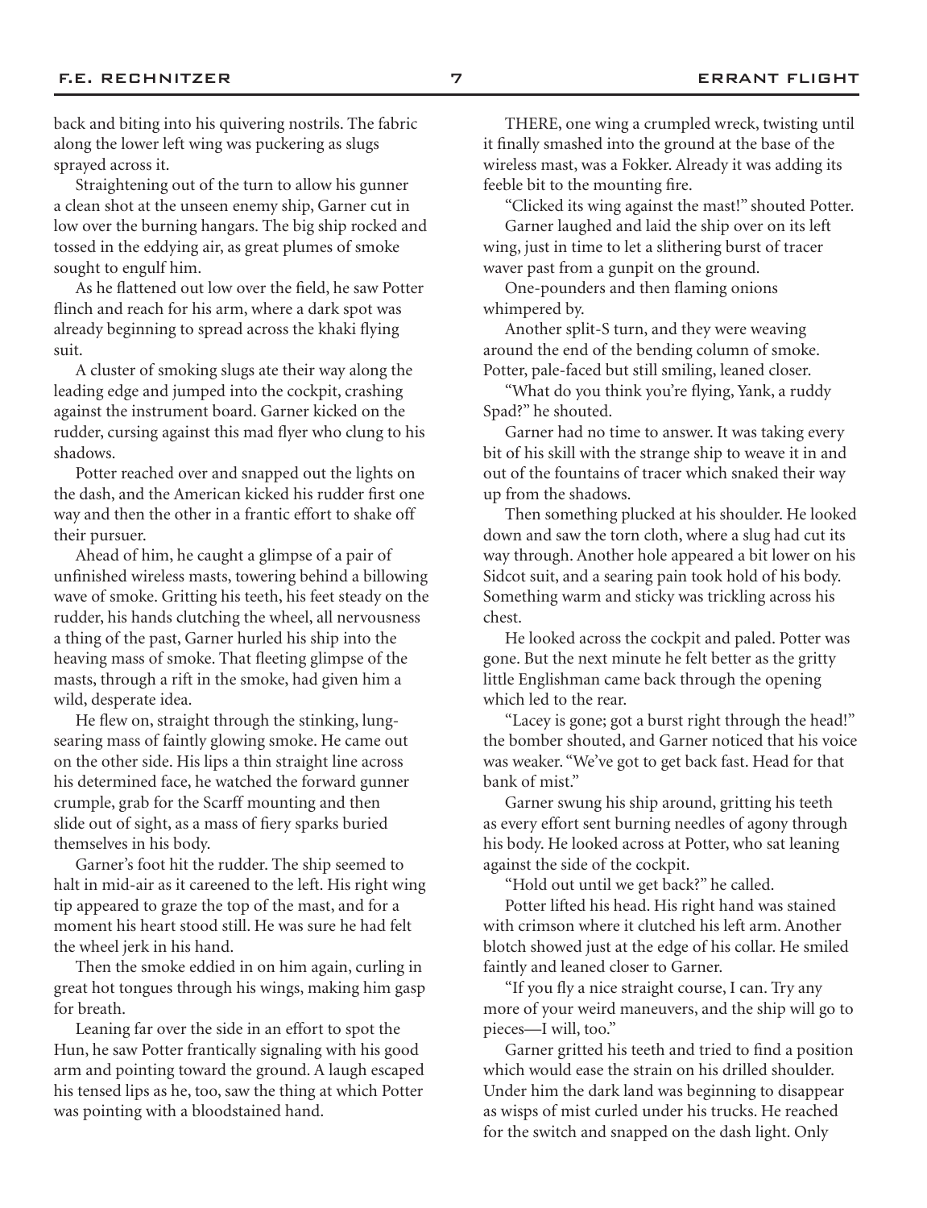back and biting into his quivering nostrils. The fabric along the lower left wing was puckering as slugs sprayed across it.

Straightening out of the turn to allow his gunner a clean shot at the unseen enemy ship, Garner cut in low over the burning hangars. The big ship rocked and tossed in the eddying air, as great plumes of smoke sought to engulf him.

As he flattened out low over the field, he saw Potter flinch and reach for his arm, where a dark spot was already beginning to spread across the khaki flying suit.

A cluster of smoking slugs ate their way along the leading edge and jumped into the cockpit, crashing against the instrument board. Garner kicked on the rudder, cursing against this mad flyer who clung to his shadows.

Potter reached over and snapped out the lights on the dash, and the American kicked his rudder first one way and then the other in a frantic effort to shake off their pursuer.

Ahead of him, he caught a glimpse of a pair of unfinished wireless masts, towering behind a billowing wave of smoke. Gritting his teeth, his feet steady on the rudder, his hands clutching the wheel, all nervousness a thing of the past, Garner hurled his ship into the heaving mass of smoke. That fleeting glimpse of the masts, through a rift in the smoke, had given him a wild, desperate idea.

He flew on, straight through the stinking, lung-searing mass of faintly glowing smoke. He came out on the other side. His lips a thin straight line across his determined face, he watched the forward gunner crumple, grab for the Scarff mounting and then slide out of sight, as a mass of fiery sparks buried themselves in his body.

Garner's foot hit the rudder. The ship seemed to halt in mid-air as it careened to the left. His right wing tip appeared to graze the top of the mast, and for a moment his heart stood still. He was sure he had felt the wheel jerk in his hand.

Then the smoke eddied in on him again, curling in great hot tongues through his wings, making him gasp for breath.

Leaning far over the side in an effort to spot the Hun, he saw Potter frantically signaling with his good arm and pointing toward the ground. A laugh escaped his tensed lips as he, too, saw the thing at which Potter was pointing with a bloodstained hand.

THERE, one wing a crumpled wreck, twisting until it finally smashed into the ground at the base of the wireless mast, was a Fokker. Already it was adding its feeble bit to the mounting fire.

"Clicked its wing against the mast!" shouted Potter.

Garner laughed and laid the ship over on its left wing, just in time to let a slithering burst of tracer waver past from a gunpit on the ground.

One-pounders and then flaming onions whimpered by.

Another split-S turn, and they were weaving around the end of the bending column of smoke. Potter, pale-faced but still smiling, leaned closer.

"What do you think you're flying, Yank, a ruddy Spad?" he shouted.

Garner had no time to answer. It was taking every bit of his skill with the strange ship to weave it in and out of the fountains of tracer which snaked their way up from the shadows.

Then something plucked at his shoulder. He looked down and saw the torn cloth, where a slug had cut its way through. Another hole appeared a bit lower on his Sidcot suit, and a searing pain took hold of his body. Something warm and sticky was trickling across his chest.

He looked across the cockpit and paled. Potter was gone. But the next minute he felt better as the gritty little Englishman came back through the opening which led to the rear.

"Lacey is gone; got a burst right through the head!" the bomber shouted, and Garner noticed that his voice was weaker. "We've got to get back fast. Head for that bank of mist."

Garner swung his ship around, gritting his teeth as every effort sent burning needles of agony through his body. He looked across at Potter, who sat leaning against the side of the cockpit.

"Hold out until we get back?" he called.

Potter lifted his head. His right hand was stained with crimson where it clutched his left arm. Another blotch showed just at the edge of his collar. He smiled faintly and leaned closer to Garner.

"If you fly a nice straight course, I can. Try any more of your weird maneuvers, and the ship will go to pieces—I will, too."

Garner gritted his teeth and tried to find a position which would ease the strain on his drilled shoulder. Under him the dark land was beginning to disappear as wisps of mist curled under his trucks. He reached for the switch and snapped on the dash light. Only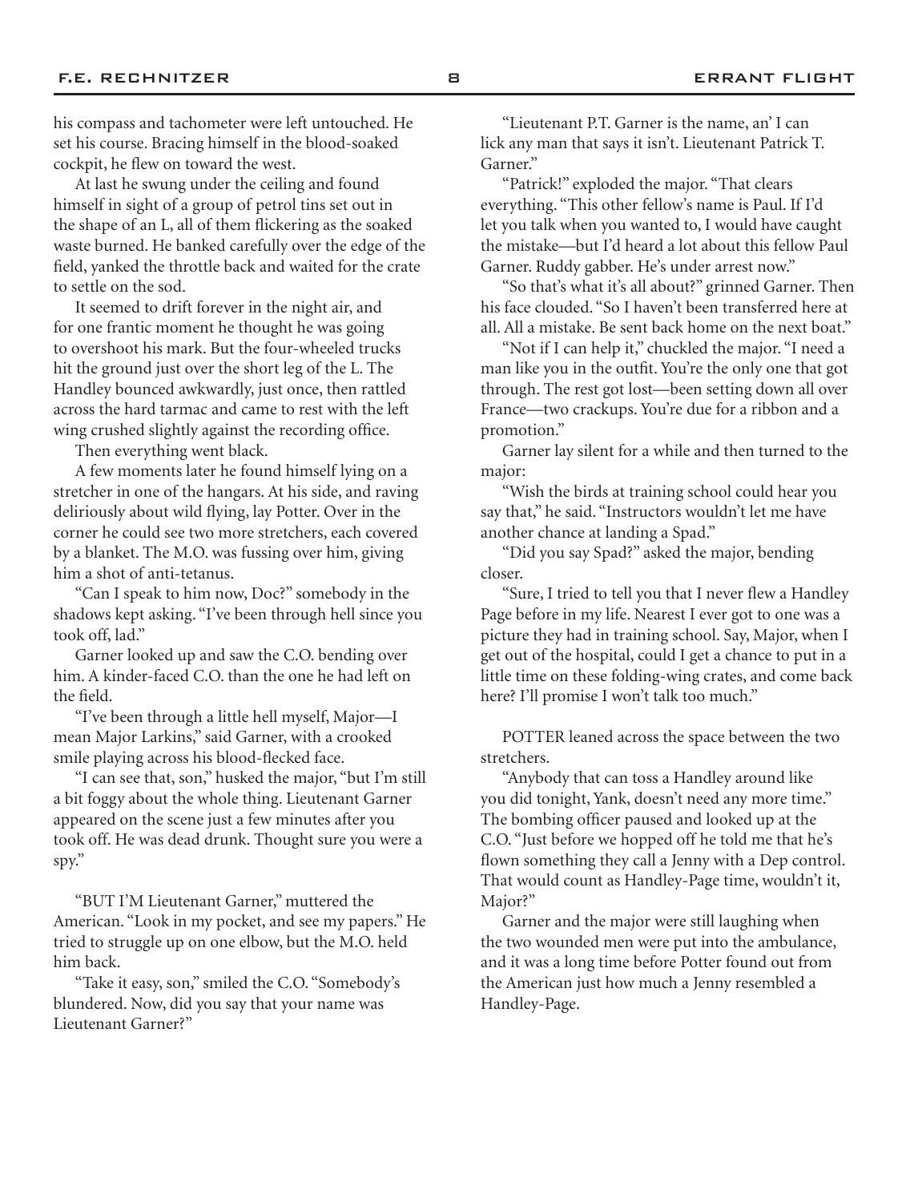his compass and tachometer were left untouched. He set his course. Bracing himself in the blood-soaked cockpit, he flew on toward the west.

At last he swung under the ceiling and found himself in sight of a group of petrol tins set out in the shape of an L, all of them flickering as the soaked waste burned. He banked carefully over the edge of the field, yanked the throttle back and waited for the crate to settle on the sod.

It seemed to drift forever in the night air, and for one frantic moment he thought he was going to overshoot his mark. But the four-wheeled trucks hit the ground just over the short leg of the L. The Handley bounced awkwardly, just once, then rattled across the hard tarmac and came to rest with the left wing crushed slightly against the recording office.

Then everything went black.

A few moments later he found himself lying on a stretcher in one of the hangars. At his side, and raving deliriously about wild flying, lay Potter. Over in the corner he could see two more stretchers, each covered by a blanket. The M.O. was fussing over him, giving him a shot of anti-tetanus.

"Can I speak to him now, Doc?" somebody in the shadows kept asking. "I've been through hell since you took off, lad."

Garner looked up and saw the C.O. bending over him. A kinder-faced C.O. than the one he had left on the field.

"I've been through a little hell myself, Major—I mean Major Larkins," said Garner, with a crooked smile playing across his blood-flecked face.

"I can see that, son," husked the major, "but I'm still a bit foggy about the whole thing. Lieutenant Garner appeared on the scene just a few minutes after you took off. He was dead drunk. Thought sure you were a spy."

"BUT I'M Lieutenant Garner," muttered the American. "Look in my pocket, and see my papers." He tried to struggle up on one elbow, but the M.O. held him back.

"Take it easy, son," smiled the C.O. "Somebody's blundered. Now, did you say that your name was Lieutenant Garner?"

"Lieutenant P.T. Garner is the name, an' I can lick any man that says it isn't. Lieutenant Patrick T. Garner."

"Patrick!" exploded the major. "That clears everything. "This other fellow's name is Paul. If I'd let you talk when you wanted to, I would have caught the mistake—but I'd heard a lot about this fellow Paul Garner. Ruddy gabber. He's under arrest now."

"So that's what it's all about?" grinned Garner. Then his face clouded. "So I haven't been transferred here at all. All a mistake. Be sent back home on the next boat."

"Not if I can help it," chuckled the major. "I need a man like you in the outfit. You're the only one that got through. The rest got lost—been setting down all over France—two crackups. You're due for a ribbon and a promotion."

Garner lay silent for a while and then turned to the major:

"Wish the birds at training school could hear you say that," he said. "Instructors wouldn't let me have another chance at landing a Spad."

"Did you say Spad?" asked the major, bending closer.

"Sure, I tried to tell you that I never flew a Handley Page before in my life. Nearest I ever got to one was a picture they had in training school. Say, Major, when I get out of the hospital, could I get a chance to put in a little time on these folding-wing crates, and come back here? I'll promise I won't talk too much."

POTTER leaned across the space between the two stretchers.

"Anybody that can toss a Handley around like you did tonight, Yank, doesn't need any more time." The bombing officer paused and looked up at the C.O. "Just before we hopped off he told me that he's flown something they call a Jenny with a Dep control. That would count as Handley-Page time, wouldn't it, Major?"

Garner and the major were still laughing when the two wounded men were put into the ambulance, and it was a long time before Potter found out from the American just how much a Jenny resembled a Handley-Page.